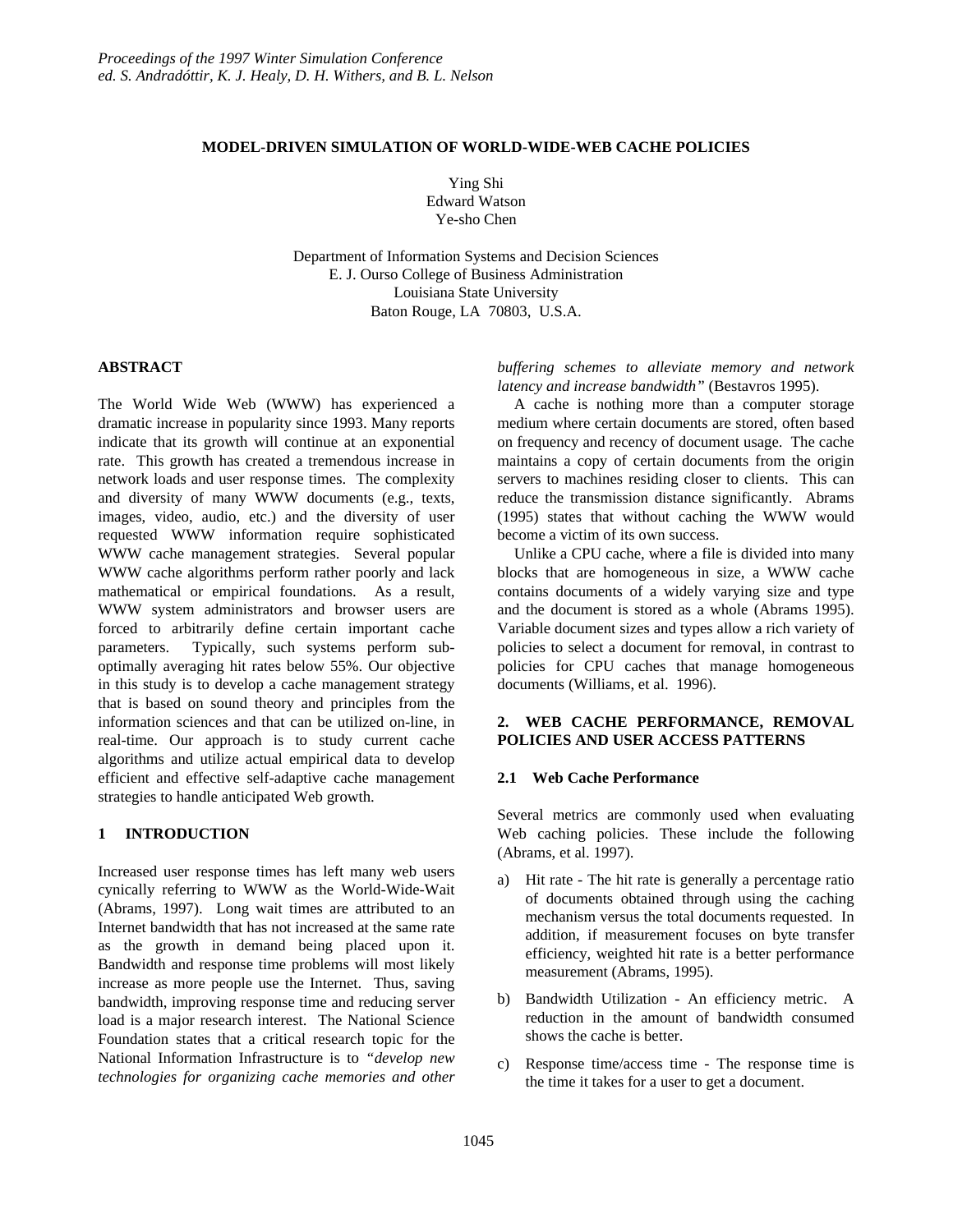# MODEL-DRIVEN SIMULATION OF WORLD-WIDE-WEB CACHE POLICIES

Ying Shi
Edward Watson
Ye-sho Chen

Department of Information Systems and Decision Sciences
E. J. Ourso College of Business Administration
Louisiana State University
Baton Rouge, LA 70803, U.S.A.

## ABSTRACT

The World Wide Web (WWW) has experienced a dramatic increase in popularity since 1993. Many reports indicate that its growth will continue at an exponential rate. This growth has created a tremendous increase in network loads and user response times. The complexity and diversity of many WWW documents (e.g., texts, images, video, audio, etc.) and the diversity of user requested WWW information require sophisticated WWW cache management strategies. Several popular WWW cache algorithms perform rather poorly and lack mathematical or empirical foundations. As a result, WWW system administrators and browser users are forced to arbitrarily define certain important cache parameters. Typically, such systems perform sub-optimally averaging hit rates below 55%. Our objective in this study is to develop a cache management strategy that is based on sound theory and principles from the information sciences and that can be utilized on-line, in real-time. Our approach is to study current cache algorithms and utilize actual empirical data to develop efficient and effective self-adaptive cache management strategies to handle anticipated Web growth.

## 1 INTRODUCTION

Increased user response times has left many web users cynically referring to WWW as the World-Wide-Wait (Abrams, 1997). Long wait times are attributed to an Internet bandwidth that has not increased at the same rate as the growth in demand being placed upon it. Bandwidth and response time problems will most likely increase as more people use the Internet. Thus, saving bandwidth, improving response time and reducing server load is a major research interest. The National Science Foundation states that a critical research topic for the National Information Infrastructure is to "*develop new technologies for organizing cache memories and other buffering schemes to alleviate memory and network latency and increase bandwidth*" (Bestavros 1995).

A cache is nothing more than a computer storage medium where certain documents are stored, often based on frequency and recency of document usage. The cache maintains a copy of certain documents from the origin servers to machines residing closer to clients. This can reduce the transmission distance significantly. Abrams (1995) states that without caching the WWW would become a victim of its own success.

Unlike a CPU cache, where a file is divided into many blocks that are homogeneous in size, a WWW cache contains documents of a widely varying size and type and the document is stored as a whole (Abrams 1995). Variable document sizes and types allow a rich variety of policies to select a document for removal, in contrast to policies for CPU caches that manage homogeneous documents (Williams, et al. 1996).

## 2. WEB CACHE PERFORMANCE, REMOVAL POLICIES AND USER ACCESS PATTERNS

### 2.1 Web Cache Performance

Several metrics are commonly used when evaluating Web caching policies. These include the following (Abrams, et al. 1997).

a) Hit rate - The hit rate is generally a percentage ratio of documents obtained through using the caching mechanism versus the total documents requested. In addition, if measurement focuses on byte transfer efficiency, weighted hit rate is a better performance measurement (Abrams, 1995).

b) Bandwidth Utilization - An efficiency metric. A reduction in the amount of bandwidth consumed shows the cache is better.

c) Response time/access time - The response time is the time it takes for a user to get a document.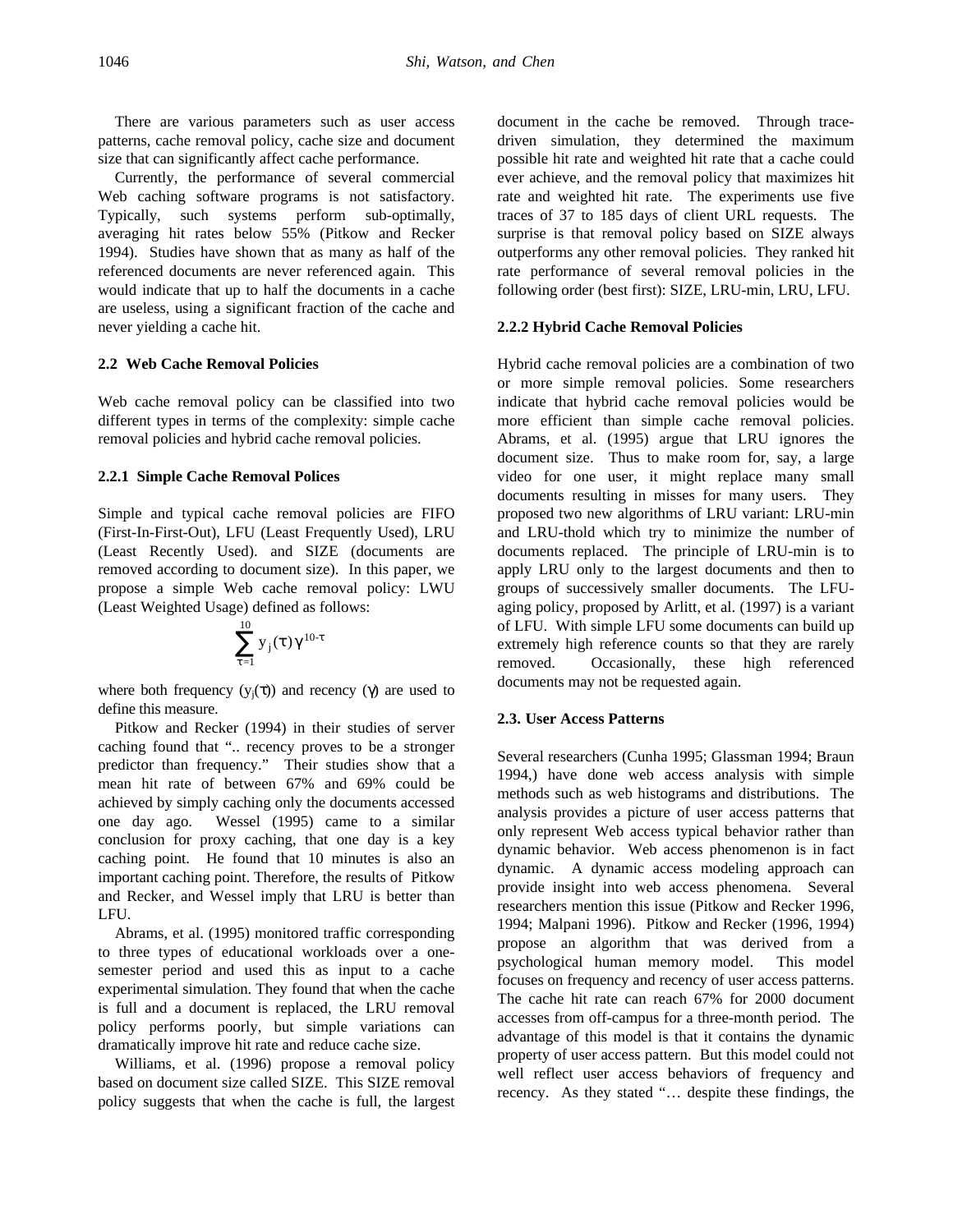There are various parameters such as user access patterns, cache removal policy, cache size and document size that can significantly affect cache performance.

Currently, the performance of several commercial Web caching software programs is not satisfactory. Typically, such systems perform sub-optimally, averaging hit rates below 55% (Pitkow and Recker 1994). Studies have shown that as many as half of the referenced documents are never referenced again. This would indicate that up to half the documents in a cache are useless, using a significant fraction of the cache and never yielding a cache hit.

## 2.2 Web Cache Removal Policies

Web cache removal policy can be classified into two different types in terms of the complexity: simple cache removal policies and hybrid cache removal policies.

### 2.2.1 Simple Cache Removal Polices

Simple and typical cache removal policies are FIFO (First-In-First-Out), LFU (Least Frequently Used), LRU (Least Recently Used). and SIZE (documents are removed according to document size). In this paper, we propose a simple Web cache removal policy: LWU (Least Weighted Usage) defined as follows:

$$\sum_{\tau=1}^{10} y_j(\tau)\gamma^{10-\tau}$$

where both frequency ($y_j(\tau)$) and recency ($\gamma$) are used to define this measure.

Pitkow and Recker (1994) in their studies of server caching found that ".. recency proves to be a stronger predictor than frequency." Their studies show that a mean hit rate of between 67% and 69% could be achieved by simply caching only the documents accessed one day ago. Wessel (1995) came to a similar conclusion for proxy caching, that one day is a key caching point. He found that 10 minutes is also an important caching point. Therefore, the results of Pitkow and Recker, and Wessel imply that LRU is better than LFU.

Abrams, et al. (1995) monitored traffic corresponding to three types of educational workloads over a one-semester period and used this as input to a cache experimental simulation. They found that when the cache is full and a document is replaced, the LRU removal policy performs poorly, but simple variations can dramatically improve hit rate and reduce cache size.

Williams, et al. (1996) propose a removal policy based on document size called SIZE. This SIZE removal policy suggests that when the cache is full, the largest document in the cache be removed. Through trace-driven simulation, they determined the maximum possible hit rate and weighted hit rate that a cache could ever achieve, and the removal policy that maximizes hit rate and weighted hit rate. The experiments use five traces of 37 to 185 days of client URL requests. The surprise is that removal policy based on SIZE always outperforms any other removal policies. They ranked hit rate performance of several removal policies in the following order (best first): SIZE, LRU-min, LRU, LFU.

### 2.2.2 Hybrid Cache Removal Policies

Hybrid cache removal policies are a combination of two or more simple removal policies. Some researchers indicate that hybrid cache removal policies would be more efficient than simple cache removal policies. Abrams, et al. (1995) argue that LRU ignores the document size. Thus to make room for, say, a large video for one user, it might replace many small documents resulting in misses for many users. They proposed two new algorithms of LRU variant: LRU-min and LRU-thold which try to minimize the number of documents replaced. The principle of LRU-min is to apply LRU only to the largest documents and then to groups of successively smaller documents. The LFU-aging policy, proposed by Arlitt, et al. (1997) is a variant of LFU. With simple LFU some documents can build up extremely high reference counts so that they are rarely removed. Occasionally, these high referenced documents may not be requested again.

## 2.3. User Access Patterns

Several researchers (Cunha 1995; Glassman 1994; Braun 1994,) have done web access analysis with simple methods such as web histograms and distributions. The analysis provides a picture of user access patterns that only represent Web access typical behavior rather than dynamic behavior. Web access phenomenon is in fact dynamic. A dynamic access modeling approach can provide insight into web access phenomena. Several researchers mention this issue (Pitkow and Recker 1996, 1994; Malpani 1996). Pitkow and Recker (1996, 1994) propose an algorithm that was derived from a psychological human memory model. This model focuses on frequency and recency of user access patterns. The cache hit rate can reach 67% for 2000 document accesses from off-campus for a three-month period. The advantage of this model is that it contains the dynamic property of user access pattern. But this model could not well reflect user access behaviors of frequency and recency. As they stated "… despite these findings, the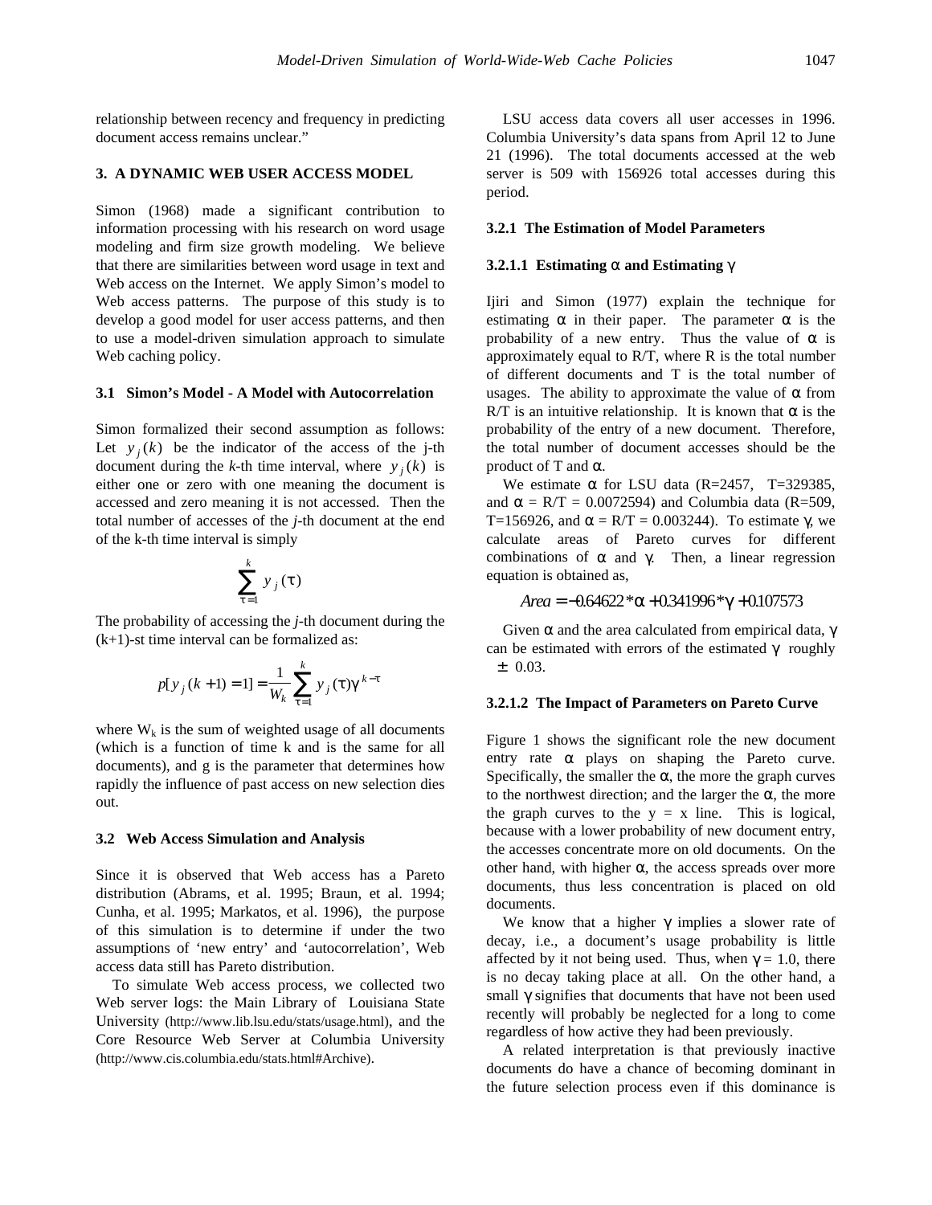relationship between recency and frequency in predicting document access remains unclear."

## 3. A DYNAMIC WEB USER ACCESS MODEL

Simon (1968) made a significant contribution to information processing with his research on word usage modeling and firm size growth modeling. We believe that there are similarities between word usage in text and Web access on the Internet. We apply Simon's model to Web access patterns. The purpose of this study is to develop a good model for user access patterns, and then to use a model-driven simulation approach to simulate Web caching policy.

### 3.1 Simon's Model - A Model with Autocorrelation

Simon formalized their second assumption as follows: Let $y_j(k)$ be the indicator of the access of the j-th document during the *k*-th time interval, where $y_j(k)$ is either one or zero with one meaning the document is accessed and zero meaning it is not accessed. Then the total number of accesses of the *j*-th document at the end of the k-th time interval is simply

$$\sum_{\tau=1}^{k} y_j(\tau)$$

The probability of accessing the *j*-th document during the (k+1)-st time interval can be formalized as:

$$p[y_j(k+1)=1] = \frac{1}{W_k}\sum_{\tau=1}^{k} y_j(\tau)\gamma^{k-\tau}$$

where $W_k$ is the sum of weighted usage of all documents (which is a function of time k and is the same for all documents), and g is the parameter that determines how rapidly the influence of past access on new selection dies out.

### 3.2 Web Access Simulation and Analysis

Since it is observed that Web access has a Pareto distribution (Abrams, et al. 1995; Braun, et al. 1994; Cunha, et al. 1995; Markatos, et al. 1996), the purpose of this simulation is to determine if under the two assumptions of 'new entry' and 'autocorrelation', Web access data still has Pareto distribution.

To simulate Web access process, we collected two Web server logs: the Main Library of Louisiana State University (http://www.lib.lsu.edu/stats/usage.html), and the Core Resource Web Server at Columbia University (http://www.cis.columbia.edu/stats.html#Archive).

LSU access data covers all user accesses in 1996. Columbia University's data spans from April 12 to June 21 (1996). The total documents accessed at the web server is 509 with 156926 total accesses during this period.

#### 3.2.1 The Estimation of Model Parameters

##### 3.2.1.1 Estimating α and Estimating γ

Ijiri and Simon (1977) explain the technique for estimating α in their paper. The parameter α is the probability of a new entry. Thus the value of α is approximately equal to R/T, where R is the total number of different documents and T is the total number of usages. The ability to approximate the value of α from R/T is an intuitive relationship. It is known that α is the probability of the entry of a new document. Therefore, the total number of document accesses should be the product of T and α.

We estimate α for LSU data (R=2457, T=329385, and α = R/T = 0.0072594) and Columbia data (R=509, T=156926, and α = R/T = 0.003244). To estimate γ, we calculate areas of Pareto curves for different combinations of α and γ. Then, a linear regression equation is obtained as,

$$Area = -0.64622 * \alpha + 0.341996 * \gamma + 0.107573$$

Given α and the area calculated from empirical data, γ can be estimated with errors of the estimated γ roughly ± 0.03.

##### 3.2.1.2 The Impact of Parameters on Pareto Curve

Figure 1 shows the significant role the new document entry rate α plays on shaping the Pareto curve. Specifically, the smaller the α, the more the graph curves to the northwest direction; and the larger the α, the more the graph curves to the y = x line. This is logical, because with a lower probability of new document entry, the accesses concentrate more on old documents. On the other hand, with higher α, the access spreads over more documents, thus less concentration is placed on old documents.

We know that a higher γ implies a slower rate of decay, i.e., a document's usage probability is little affected by it not being used. Thus, when γ = 1.0, there is no decay taking place at all. On the other hand, a small γ signifies that documents that have not been used recently will probably be neglected for a long to come regardless of how active they had been previously.

A related interpretation is that previously inactive documents do have a chance of becoming dominant in the future selection process even if this dominance is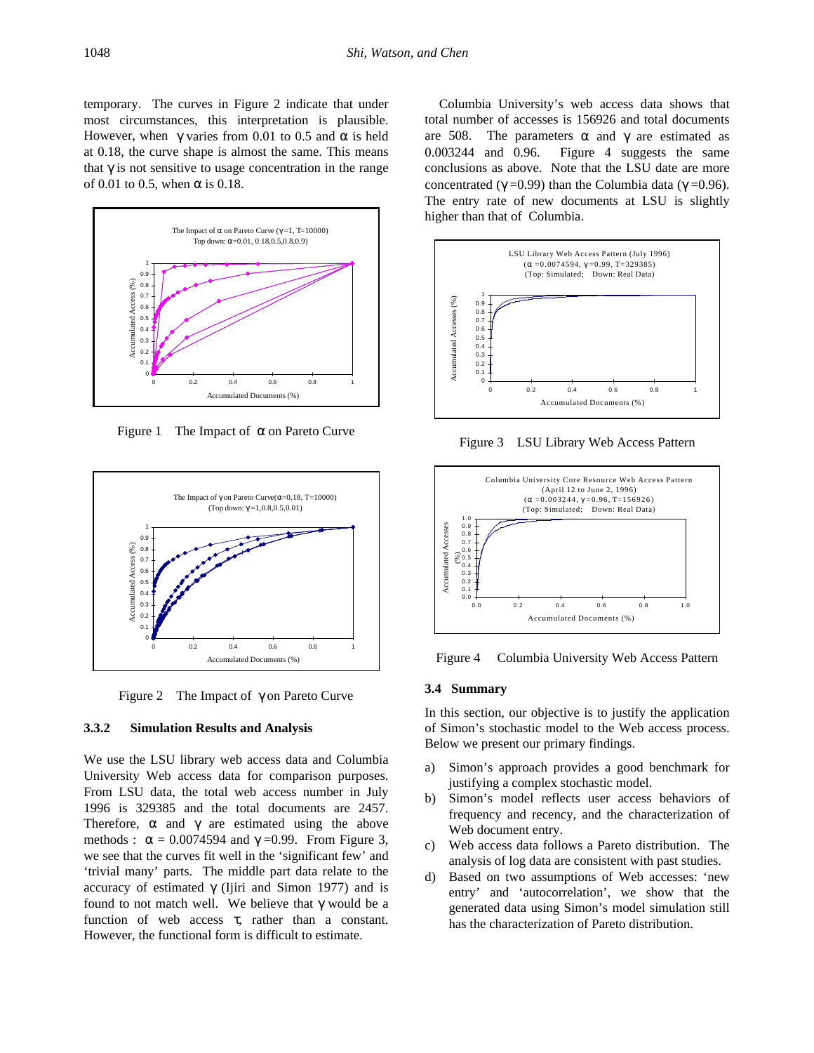temporary. The curves in Figure 2 indicate that under most circumstances, this interpretation is plausible. However, when $\gamma$ varies from 0.01 to 0.5 and $\alpha$ is held at 0.18, the curve shape is almost the same. This means that $\gamma$ is not sensitive to usage concentration in the range of 0.01 to 0.5, when $\alpha$ is 0.18.

Figure 1 The Impact of $\alpha$ on Pareto Curve

Figure 2 The Impact of $\gamma$ on Pareto Curve

### 3.3.2 Simulation Results and Analysis

We use the LSU library web access data and Columbia University Web access data for comparison purposes. From LSU data, the total web access number in July 1996 is 329385 and the total documents are 2457. Therefore, $\alpha$ and $\gamma$ are estimated using the above methods : $\alpha = 0.0074594$ and $\gamma = 0.99$. From Figure 3, we see that the curves fit well in the 'significant few' and 'trivial many' parts. The middle part data relate to the accuracy of estimated $\gamma$ (Ijiri and Simon 1977) and is found to not match well. We believe that $\gamma$ would be a function of web access $\tau$, rather than a constant. However, the functional form is difficult to estimate.

Columbia University's web access data shows that total number of accesses is 156926 and total documents are 508. The parameters $\alpha$ and $\gamma$ are estimated as 0.003244 and 0.96. Figure 4 suggests the same conclusions as above. Note that the LSU date are more concentrated ($\gamma = 0.99$) than the Columbia data ($\gamma = 0.96$). The entry rate of new documents at LSU is slightly higher than that of Columbia.

Figure 3 LSU Library Web Access Pattern

Figure 4 Columbia University Web Access Pattern

### 3.4 Summary

In this section, our objective is to justify the application of Simon's stochastic model to the Web access process. Below we present our primary findings.

a) Simon's approach provides a good benchmark for justifying a complex stochastic model.

b) Simon's model reflects user access behaviors of frequency and recency, and the characterization of Web document entry.

c) Web access data follows a Pareto distribution. The analysis of log data are consistent with past studies.

d) Based on two assumptions of Web accesses: 'new entry' and 'autocorrelation', we show that the generated data using Simon's model simulation still has the characterization of Pareto distribution.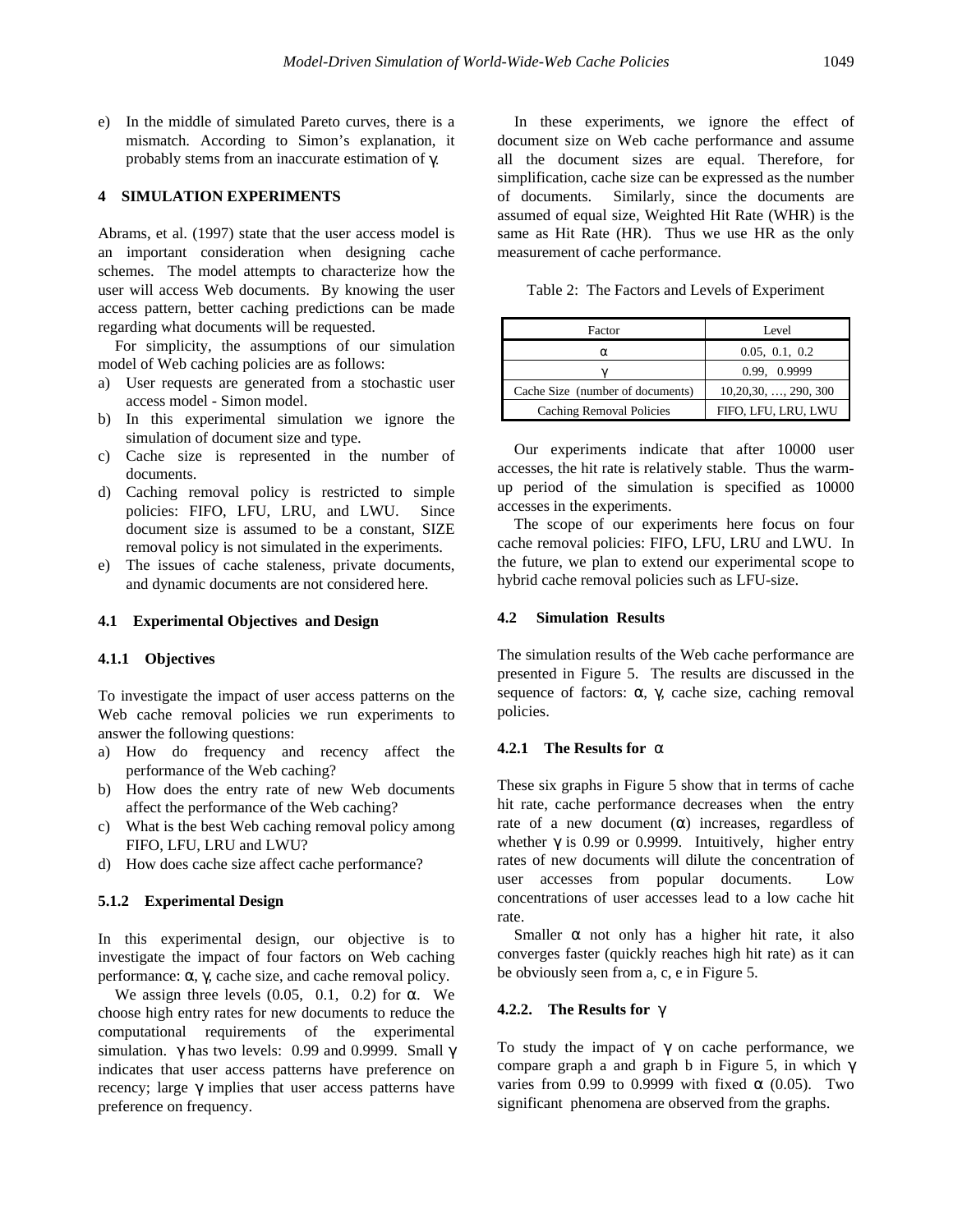e) In the middle of simulated Pareto curves, there is a mismatch. According to Simon's explanation, it probably stems from an inaccurate estimation of $\gamma$.

## 4 SIMULATION EXPERIMENTS

Abrams, et al. (1997) state that the user access model is an important consideration when designing cache schemes. The model attempts to characterize how the user will access Web documents. By knowing the user access pattern, better caching predictions can be made regarding what documents will be requested.

For simplicity, the assumptions of our simulation model of Web caching policies are as follows:

a) User requests are generated from a stochastic user access model - Simon model.
b) In this experimental simulation we ignore the simulation of document size and type.
c) Cache size is represented in the number of documents.
d) Caching removal policy is restricted to simple policies: FIFO, LFU, LRU, and LWU. Since document size is assumed to be a constant, SIZE removal policy is not simulated in the experiments.
e) The issues of cache staleness, private documents, and dynamic documents are not considered here.

### 4.1 Experimental Objectives and Design

#### 4.1.1 Objectives

To investigate the impact of user access patterns on the Web cache removal policies we run experiments to answer the following questions:

a) How do frequency and recency affect the performance of the Web caching?
b) How does the entry rate of new Web documents affect the performance of the Web caching?
c) What is the best Web caching removal policy among FIFO, LFU, LRU and LWU?
d) How does cache size affect cache performance?

#### 5.1.2 Experimental Design

In this experimental design, our objective is to investigate the impact of four factors on Web caching performance: $\alpha$, $\gamma$, cache size, and cache removal policy.

We assign three levels (0.05, 0.1, 0.2) for $\alpha$. We choose high entry rates for new documents to reduce the computational requirements of the experimental simulation. $\gamma$ has two levels: 0.99 and 0.9999. Small $\gamma$ indicates that user access patterns have preference on recency; large $\gamma$ implies that user access patterns have preference on frequency.

In these experiments, we ignore the effect of document size on Web cache performance and assume all the document sizes are equal. Therefore, for simplification, cache size can be expressed as the number of documents. Similarly, since the documents are assumed of equal size, Weighted Hit Rate (WHR) is the same as Hit Rate (HR). Thus we use HR as the only measurement of cache performance.

Table 2: The Factors and Levels of Experiment

| Factor | Level |
|---|---|
| $\alpha$ | 0.05, 0.1, 0.2 |
| $\gamma$ | 0.99, 0.9999 |
| Cache Size (number of documents) | 10,20,30, …, 290, 300 |
| Caching Removal Policies | FIFO, LFU, LRU, LWU |

Our experiments indicate that after 10000 user accesses, the hit rate is relatively stable. Thus the warm-up period of the simulation is specified as 10000 accesses in the experiments.

The scope of our experiments here focus on four cache removal policies: FIFO, LFU, LRU and LWU. In the future, we plan to extend our experimental scope to hybrid cache removal policies such as LFU-size.

### 4.2 Simulation Results

The simulation results of the Web cache performance are presented in Figure 5. The results are discussed in the sequence of factors: $\alpha$, $\gamma$, cache size, caching removal policies.

#### 4.2.1 The Results for $\alpha$

These six graphs in Figure 5 show that in terms of cache hit rate, cache performance decreases when the entry rate of a new document ($\alpha$) increases, regardless of whether $\gamma$ is 0.99 or 0.9999. Intuitively, higher entry rates of new documents will dilute the concentration of user accesses from popular documents. Low concentrations of user accesses lead to a low cache hit rate.

Smaller $\alpha$ not only has a higher hit rate, it also converges faster (quickly reaches high hit rate) as it can be obviously seen from a, c, e in Figure 5.

#### 4.2.2. The Results for $\gamma$

To study the impact of $\gamma$ on cache performance, we compare graph a and graph b in Figure 5, in which $\gamma$ varies from 0.99 to 0.9999 with fixed $\alpha$ (0.05). Two significant phenomena are observed from the graphs.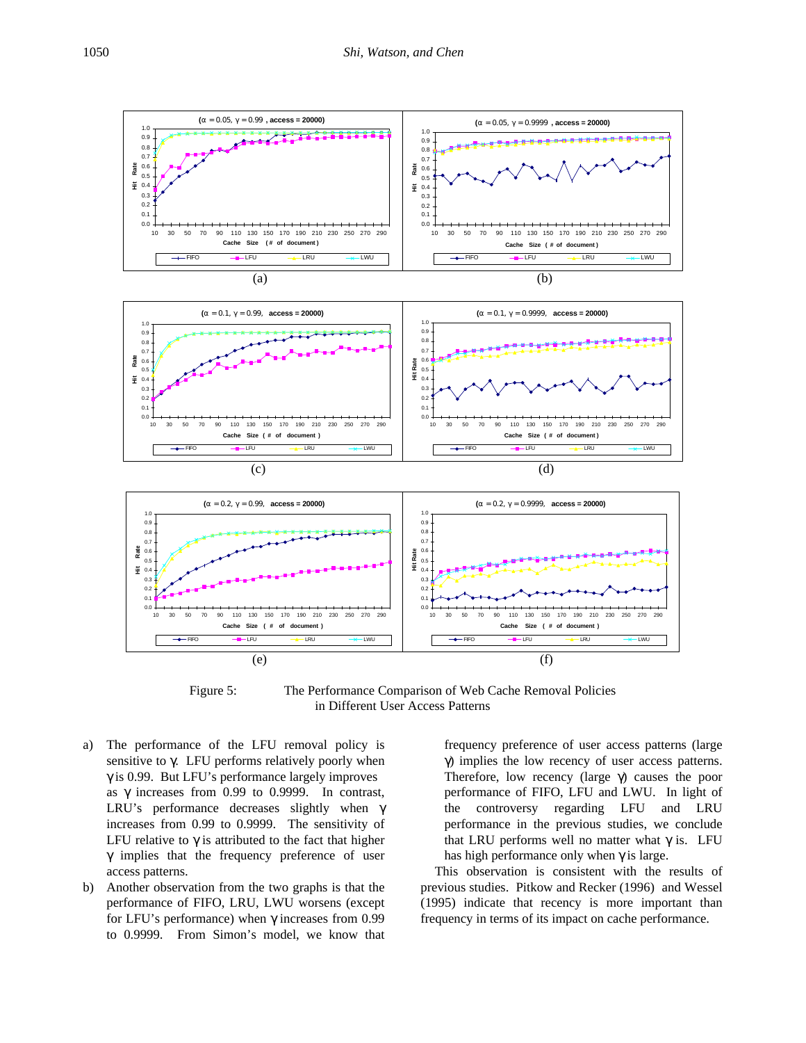Figure 5: The Performance Comparison of Web Cache Removal Policies in Different User Access Patterns

a) The performance of the LFU removal policy is sensitive to γ. LFU performs relatively poorly when γ is 0.99. But LFU's performance largely improves as γ increases from 0.99 to 0.9999. In contrast, LRU's performance decreases slightly when γ increases from 0.99 to 0.9999. The sensitivity of LFU relative to γ is attributed to the fact that higher γ implies that the frequency preference of user access patterns.

b) Another observation from the two graphs is that the performance of FIFO, LRU, LWU worsens (except for LFU's performance) when γ increases from 0.99 to 0.9999. From Simon's model, we know that frequency preference of user access patterns (large γ) implies the low recency of user access patterns. Therefore, low recency (large γ) causes the poor performance of FIFO, LFU and LWU. In light of the controversy regarding LFU and LRU performance in the previous studies, we conclude that LRU performs well no matter what γ is. LFU has high performance only when γ is large.

This observation is consistent with the results of previous studies. Pitkow and Recker (1996) and Wessel (1995) indicate that recency is more important than frequency in terms of its impact on cache performance.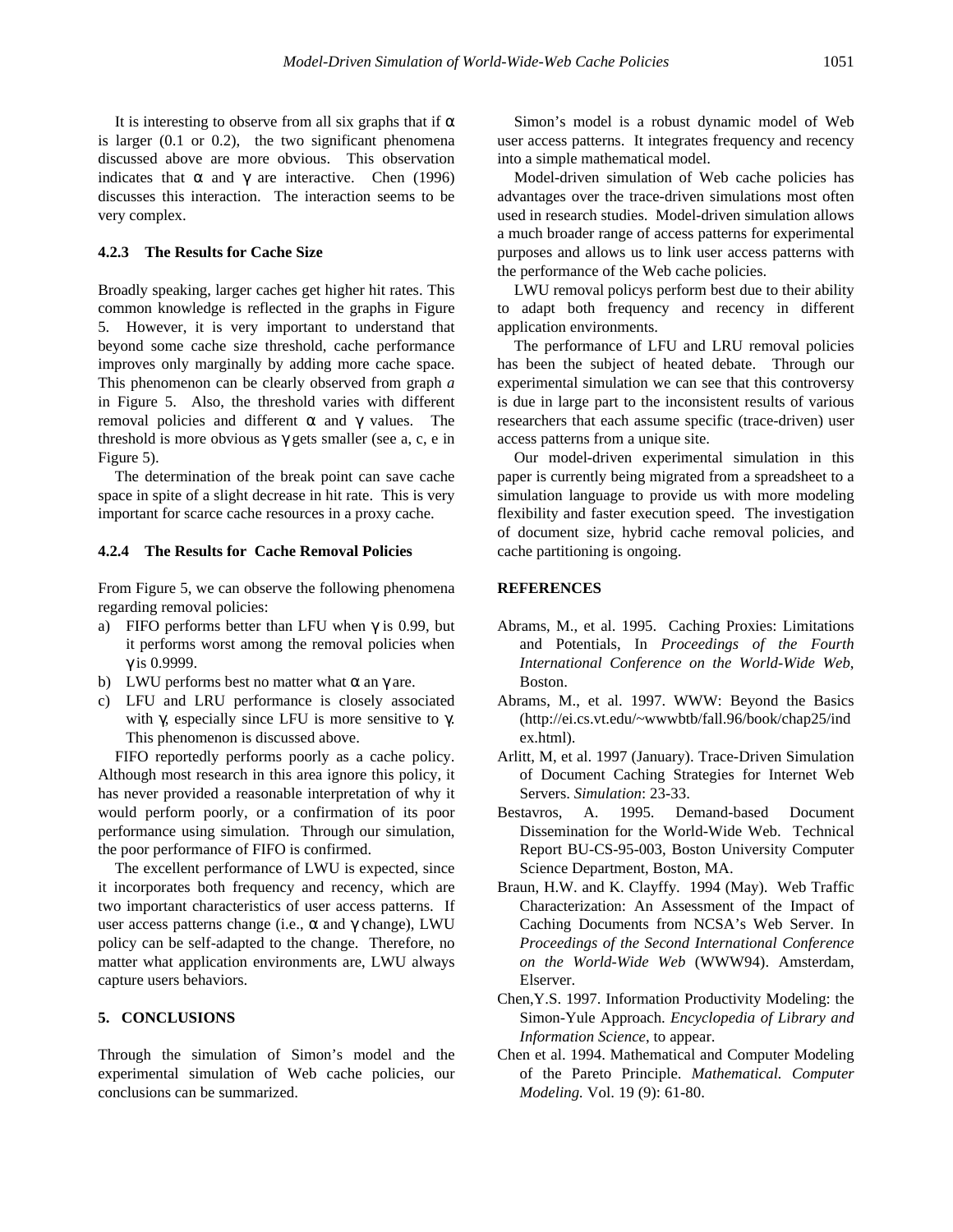It is interesting to observe from all six graphs that if $\alpha$ is larger (0.1 or 0.2), the two significant phenomena discussed above are more obvious. This observation indicates that $\alpha$ and $\gamma$ are interactive. Chen (1996) discusses this interaction. The interaction seems to be very complex.

### 4.2.3 The Results for Cache Size

Broadly speaking, larger caches get higher hit rates. This common knowledge is reflected in the graphs in Figure 5. However, it is very important to understand that beyond some cache size threshold, cache performance improves only marginally by adding more cache space. This phenomenon can be clearly observed from graph *a* in Figure 5. Also, the threshold varies with different removal policies and different $\alpha$ and $\gamma$ values. The threshold is more obvious as $\gamma$ gets smaller (see a, c, e in Figure 5).

The determination of the break point can save cache space in spite of a slight decrease in hit rate. This is very important for scarce cache resources in a proxy cache.

### 4.2.4 The Results for Cache Removal Policies

From Figure 5, we can observe the following phenomena regarding removal policies:

a) FIFO performs better than LFU when $\gamma$ is 0.99, but it performs worst among the removal policies when $\gamma$ is 0.9999.
b) LWU performs best no matter what $\alpha$ an $\gamma$ are.
c) LFU and LRU performance is closely associated with $\gamma$, especially since LFU is more sensitive to $\gamma$. This phenomenon is discussed above.

FIFO reportedly performs poorly as a cache policy. Although most research in this area ignore this policy, it has never provided a reasonable interpretation of why it would perform poorly, or a confirmation of its poor performance using simulation. Through our simulation, the poor performance of FIFO is confirmed.

The excellent performance of LWU is expected, since it incorporates both frequency and recency, which are two important characteristics of user access patterns. If user access patterns change (i.e., $\alpha$ and $\gamma$ change), LWU policy can be self-adapted to the change. Therefore, no matter what application environments are, LWU always capture users behaviors.

## 5. CONCLUSIONS

Through the simulation of Simon's model and the experimental simulation of Web cache policies, our conclusions can be summarized.

Simon's model is a robust dynamic model of Web user access patterns. It integrates frequency and recency into a simple mathematical model.

Model-driven simulation of Web cache policies has advantages over the trace-driven simulations most often used in research studies. Model-driven simulation allows a much broader range of access patterns for experimental purposes and allows us to link user access patterns with the performance of the Web cache policies.

LWU removal policys perform best due to their ability to adapt both frequency and recency in different application environments.

The performance of LFU and LRU removal policies has been the subject of heated debate. Through our experimental simulation we can see that this controversy is due in large part to the inconsistent results of various researchers that each assume specific (trace-driven) user access patterns from a unique site.

Our model-driven experimental simulation in this paper is currently being migrated from a spreadsheet to a simulation language to provide us with more modeling flexibility and faster execution speed. The investigation of document size, hybrid cache removal policies, and cache partitioning is ongoing.

## REFERENCES

Abrams, M., et al. 1995. Caching Proxies: Limitations and Potentials, In *Proceedings of the Fourth International Conference on the World-Wide Web*, Boston.

Abrams, M., et al. 1997. WWW: Beyond the Basics (http://ei.cs.vt.edu/~wwwbtb/fall.96/book/chap25/index.html).

Arlitt, M, et al. 1997 (January). Trace-Driven Simulation of Document Caching Strategies for Internet Web Servers. *Simulation*: 23-33.

Bestavros, A. 1995. Demand-based Document Dissemination for the World-Wide Web. Technical Report BU-CS-95-003, Boston University Computer Science Department, Boston, MA.

Braun, H.W. and K. Clayffy. 1994 (May). Web Traffic Characterization: An Assessment of the Impact of Caching Documents from NCSA's Web Server. In *Proceedings of the Second International Conference on the World-Wide Web* (WWW94). Amsterdam, Elserver.

Chen,Y.S. 1997. Information Productivity Modeling: the Simon-Yule Approach. *Encyclopedia of Library and Information Science*, to appear.

Chen et al. 1994. Mathematical and Computer Modeling of the Pareto Principle. *Mathematical. Computer Modeling.* Vol. 19 (9): 61-80.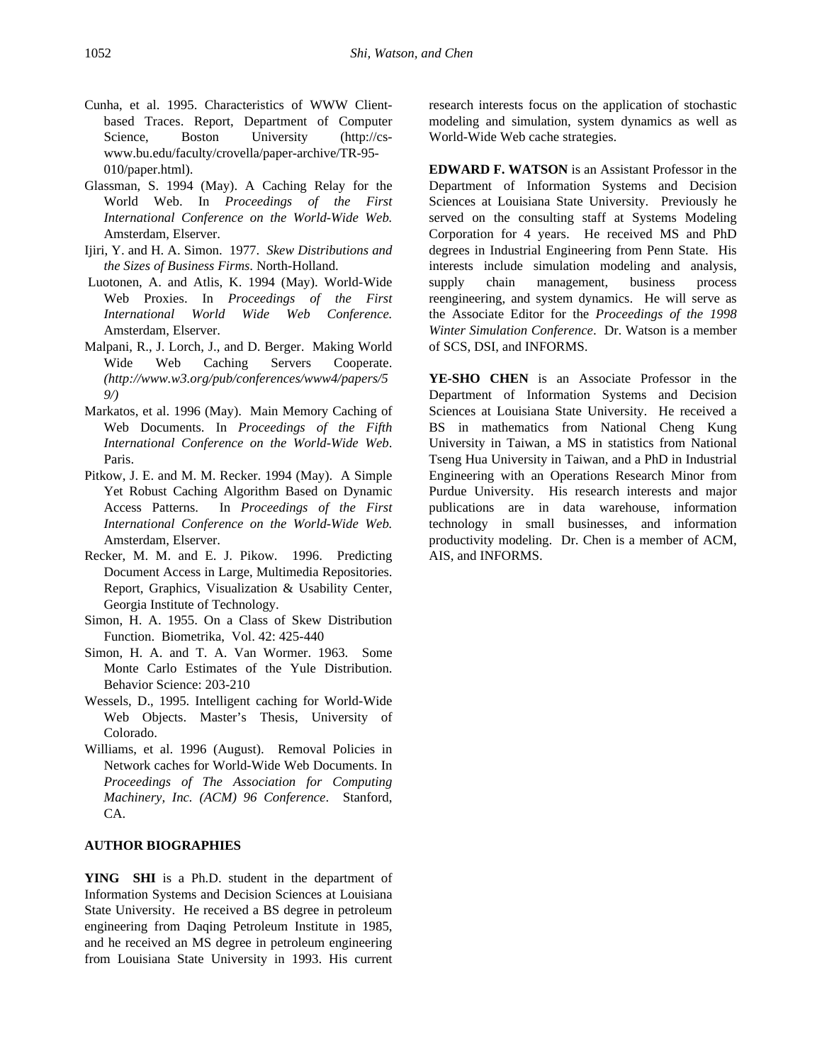Cunha, et al. 1995. Characteristics of WWW Client-based Traces. Report, Department of Computer Science, Boston University (http://cs-www.bu.edu/faculty/crovella/paper-archive/TR-95-010/paper.html).

Glassman, S. 1994 (May). A Caching Relay for the World Web. In *Proceedings of the First International Conference on the World-Wide Web.* Amsterdam, Elserver.

Ijiri, Y. and H. A. Simon. 1977. *Skew Distributions and the Sizes of Business Firms*. North-Holland.

Luotonen, A. and Atlis, K. 1994 (May). World-Wide Web Proxies. In *Proceedings of the First International World Wide Web Conference.* Amsterdam, Elserver.

Malpani, R., J. Lorch, J., and D. Berger. Making World Wide Web Caching Servers Cooperate. *(http://www.w3.org/pub/conferences/www4/papers/59/)*

Markatos, et al. 1996 (May). Main Memory Caching of Web Documents. In *Proceedings of the Fifth International Conference on the World-Wide Web*. Paris.

Pitkow, J. E. and M. M. Recker. 1994 (May). A Simple Yet Robust Caching Algorithm Based on Dynamic Access Patterns. In *Proceedings of the First International Conference on the World-Wide Web.* Amsterdam, Elserver.

Recker, M. M. and E. J. Pikow. 1996. Predicting Document Access in Large, Multimedia Repositories. Report, Graphics, Visualization & Usability Center, Georgia Institute of Technology.

Simon, H. A. 1955. On a Class of Skew Distribution Function. Biometrika, Vol. 42: 425-440

Simon, H. A. and T. A. Van Wormer. 1963. Some Monte Carlo Estimates of the Yule Distribution. Behavior Science: 203-210

Wessels, D., 1995. Intelligent caching for World-Wide Web Objects. Master's Thesis, University of Colorado.

Williams, et al. 1996 (August). Removal Policies in Network caches for World-Wide Web Documents. In *Proceedings of The Association for Computing Machinery, Inc. (ACM) 96 Conference*. Stanford, CA.

## AUTHOR BIOGRAPHIES

**YING SHI** is a Ph.D. student in the department of Information Systems and Decision Sciences at Louisiana State University. He received a BS degree in petroleum engineering from Daqing Petroleum Institute in 1985, and he received an MS degree in petroleum engineering from Louisiana State University in 1993. His current research interests focus on the application of stochastic modeling and simulation, system dynamics as well as World-Wide Web cache strategies.

**EDWARD F. WATSON** is an Assistant Professor in the Department of Information Systems and Decision Sciences at Louisiana State University. Previously he served on the consulting staff at Systems Modeling Corporation for 4 years. He received MS and PhD degrees in Industrial Engineering from Penn State. His interests include simulation modeling and analysis, supply chain management, business process reengineering, and system dynamics. He will serve as the Associate Editor for the *Proceedings of the 1998 Winter Simulation Conference*. Dr. Watson is a member of SCS, DSI, and INFORMS.

**YE-SHO CHEN** is an Associate Professor in the Department of Information Systems and Decision Sciences at Louisiana State University. He received a BS in mathematics from National Cheng Kung University in Taiwan, a MS in statistics from National Tseng Hua University in Taiwan, and a PhD in Industrial Engineering with an Operations Research Minor from Purdue University. His research interests and major publications are in data warehouse, information technology in small businesses, and information productivity modeling. Dr. Chen is a member of ACM, AIS, and INFORMS.